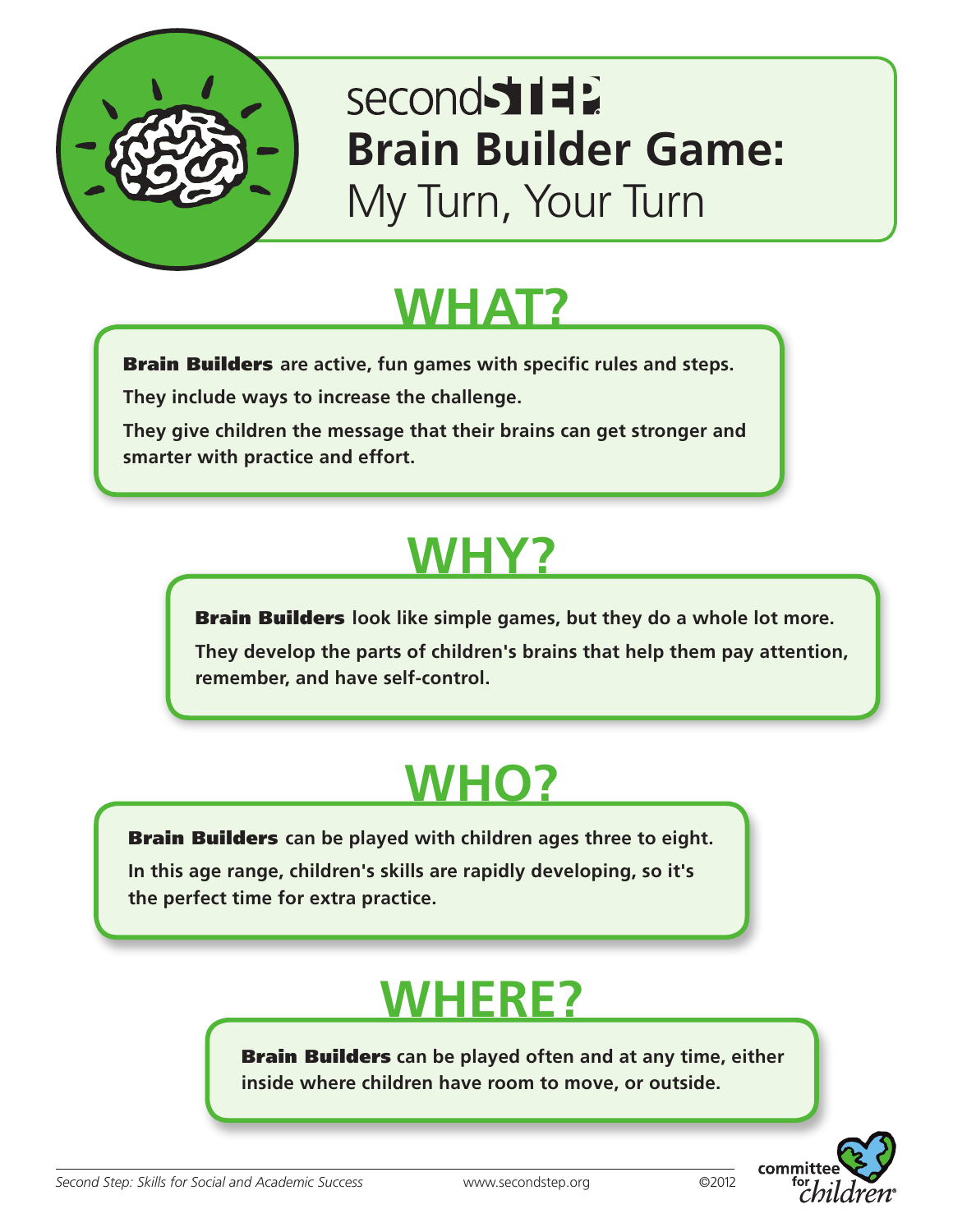# secondSTEP Brain Builder Game: My Turn, Your Turn

## WHAT?

**Brain Builders** are active, fun games with specific rules and steps.

They include ways to increase the challenge.

They give children the message that their brains can get stronger and smarter with practice and effort.

## WHY?

**Brain Builders** look like simple games, but they do a whole lot more.

They develop the parts of children's brains that help them pay attention, remember, and have self-control.

## WHO?

**Brain Builders** can be played with children ages three to eight.

In this age range, children's skills are rapidly developing, so it's the perfect time for extra practice.

## WHERE?

**Brain Builders** can be played often and at any time, either inside where children have room to move, or outside.

*Second Step: Skills for Social and Academic Success* www.secondstep.org ©2012

committee for children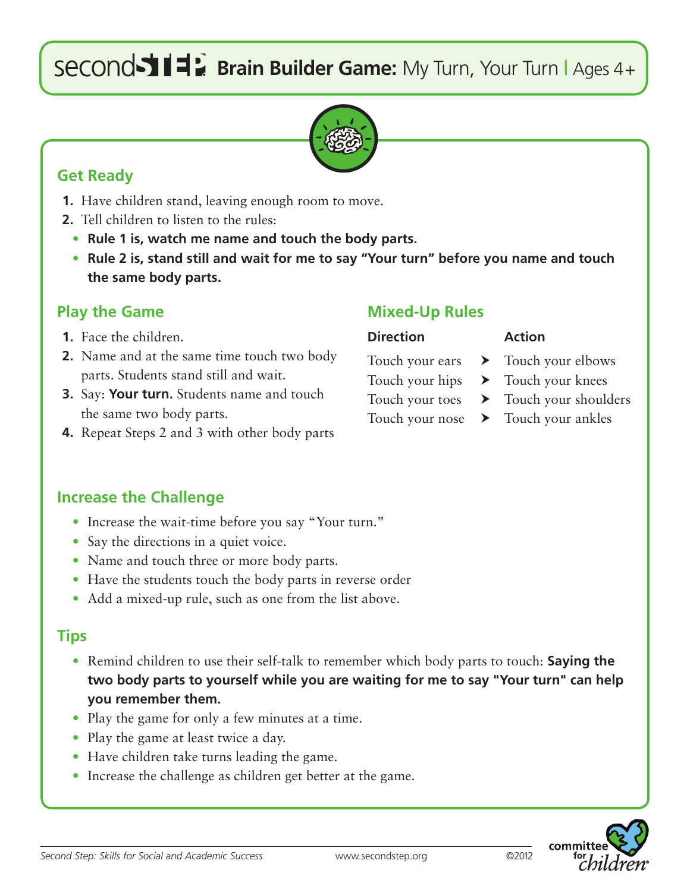# secondSTEP Brain Builder Game: My Turn, Your Turn | Ages 4+

## Get Ready

1. Have children stand, leaving enough room to move.
2. Tell children to listen to the rules:
   - **Rule 1 is, watch me name and touch the body parts.**
   - **Rule 2 is, stand still and wait for me to say "Your turn" before you name and touch the same body parts.**

## Play the Game

1. Face the children.
2. Name and at the same time touch two body parts. Students stand still and wait.
3. Say: **Your turn.** Students name and touch the same two body parts.
4. Repeat Steps 2 and 3 with other body parts

## Mixed-Up Rules

| Direction | | Action |
|---|---|---|
| Touch your ears | ➤ | Touch your elbows |
| Touch your hips | ➤ | Touch your knees |
| Touch your toes | ➤ | Touch your shoulders |
| Touch your nose | ➤ | Touch your ankles |

## Increase the Challenge

- Increase the wait-time before you say "Your turn."
- Say the directions in a quiet voice.
- Name and touch three or more body parts.
- Have the students touch the body parts in reverse order
- Add a mixed-up rule, such as one from the list above.

## Tips

- Remind children to use their self-talk to remember which body parts to touch: **Saying the two body parts to yourself while you are waiting for me to say "Your turn" can help you remember them.**
- Play the game for only a few minutes at a time.
- Play the game at least twice a day.
- Have children take turns leading the game.
- Increase the challenge as children get better at the game.

*Second Step: Skills for Social and Academic Success* www.secondstep.org ©2012

committee for children